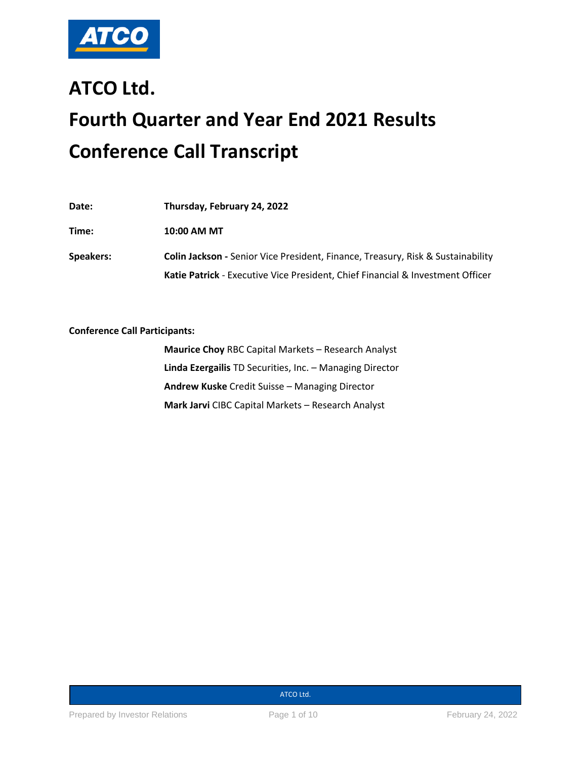ATCO

# ATCO Ltd.

# Fourth Quarter and Year End 2021 Results

# Conference Call Transcript

**Date:** **Thursday, February 24, 2022**

**Time:** **10:00 AM MT**

**Speakers:**

**Colin Jackson -** Senior Vice President, Finance, Treasury, Risk & Sustainability

**Katie Patrick** - Executive Vice President, Chief Financial & Investment Officer

**Conference Call Participants:**

**Maurice Choy** RBC Capital Markets – Research Analyst

**Linda Ezergailis** TD Securities, Inc. – Managing Director

**Andrew Kuske** Credit Suisse – Managing Director

**Mark Jarvi** CIBC Capital Markets – Research Analyst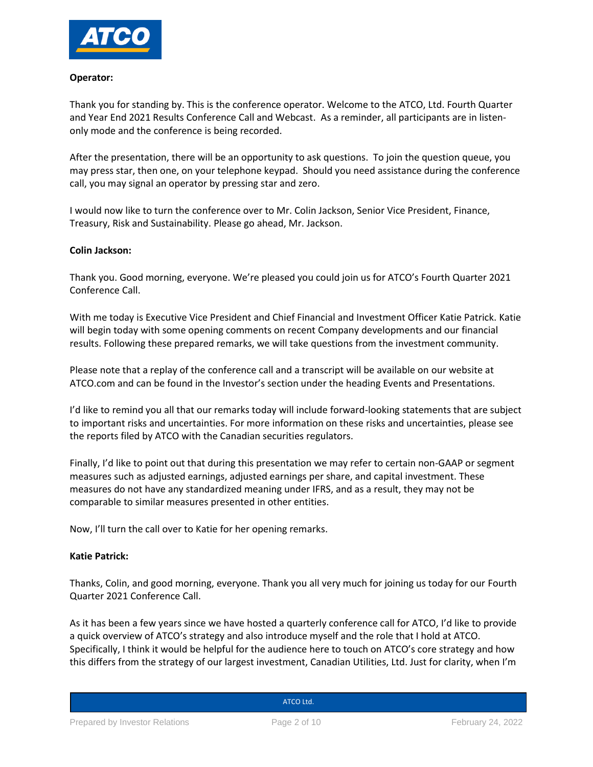**Operator:**

Thank you for standing by. This is the conference operator. Welcome to the ATCO, Ltd. Fourth Quarter and Year End 2021 Results Conference Call and Webcast. As a reminder, all participants are in listen-only mode and the conference is being recorded.

After the presentation, there will be an opportunity to ask questions. To join the question queue, you may press star, then one, on your telephone keypad. Should you need assistance during the conference call, you may signal an operator by pressing star and zero.

I would now like to turn the conference over to Mr. Colin Jackson, Senior Vice President, Finance, Treasury, Risk and Sustainability. Please go ahead, Mr. Jackson.

**Colin Jackson:**

Thank you. Good morning, everyone. We're pleased you could join us for ATCO's Fourth Quarter 2021 Conference Call.

With me today is Executive Vice President and Chief Financial and Investment Officer Katie Patrick. Katie will begin today with some opening comments on recent Company developments and our financial results. Following these prepared remarks, we will take questions from the investment community.

Please note that a replay of the conference call and a transcript will be available on our website at ATCO.com and can be found in the Investor's section under the heading Events and Presentations.

I'd like to remind you all that our remarks today will include forward-looking statements that are subject to important risks and uncertainties. For more information on these risks and uncertainties, please see the reports filed by ATCO with the Canadian securities regulators.

Finally, I'd like to point out that during this presentation we may refer to certain non-GAAP or segment measures such as adjusted earnings, adjusted earnings per share, and capital investment. These measures do not have any standardized meaning under IFRS, and as a result, they may not be comparable to similar measures presented in other entities.

Now, I'll turn the call over to Katie for her opening remarks.

**Katie Patrick:**

Thanks, Colin, and good morning, everyone. Thank you all very much for joining us today for our Fourth Quarter 2021 Conference Call.

As it has been a few years since we have hosted a quarterly conference call for ATCO, I'd like to provide a quick overview of ATCO's strategy and also introduce myself and the role that I hold at ATCO. Specifically, I think it would be helpful for the audience here to touch on ATCO's core strategy and how this differs from the strategy of our largest investment, Canadian Utilities, Ltd. Just for clarity, when I'm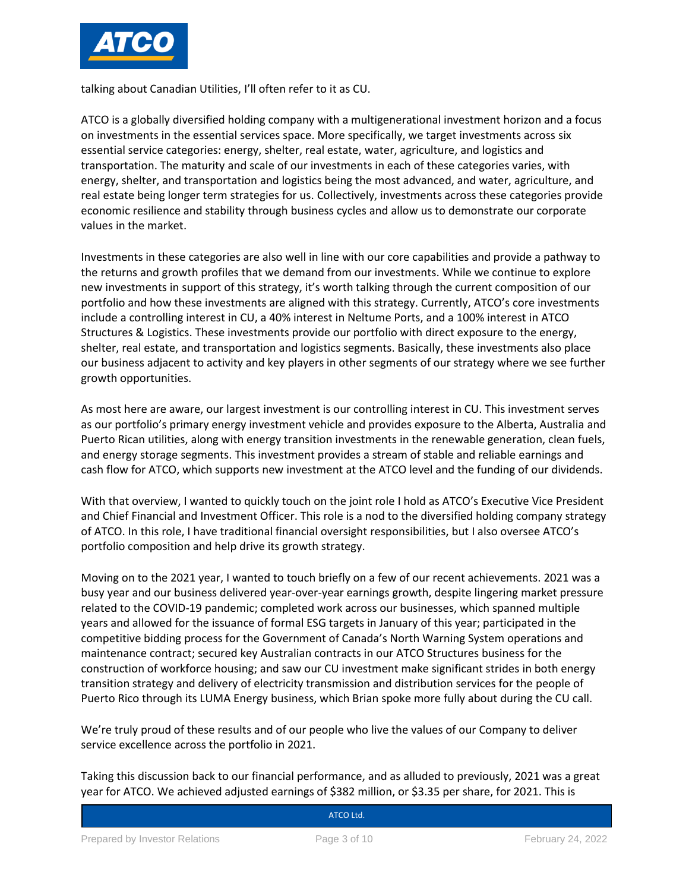talking about Canadian Utilities, I'll often refer to it as CU.

ATCO is a globally diversified holding company with a multigenerational investment horizon and a focus on investments in the essential services space. More specifically, we target investments across six essential service categories: energy, shelter, real estate, water, agriculture, and logistics and transportation. The maturity and scale of our investments in each of these categories varies, with energy, shelter, and transportation and logistics being the most advanced, and water, agriculture, and real estate being longer term strategies for us. Collectively, investments across these categories provide economic resilience and stability through business cycles and allow us to demonstrate our corporate values in the market.

Investments in these categories are also well in line with our core capabilities and provide a pathway to the returns and growth profiles that we demand from our investments. While we continue to explore new investments in support of this strategy, it's worth talking through the current composition of our portfolio and how these investments are aligned with this strategy. Currently, ATCO's core investments include a controlling interest in CU, a 40% interest in Neltume Ports, and a 100% interest in ATCO Structures & Logistics. These investments provide our portfolio with direct exposure to the energy, shelter, real estate, and transportation and logistics segments. Basically, these investments also place our business adjacent to activity and key players in other segments of our strategy where we see further growth opportunities.

As most here are aware, our largest investment is our controlling interest in CU. This investment serves as our portfolio's primary energy investment vehicle and provides exposure to the Alberta, Australia and Puerto Rican utilities, along with energy transition investments in the renewable generation, clean fuels, and energy storage segments. This investment provides a stream of stable and reliable earnings and cash flow for ATCO, which supports new investment at the ATCO level and the funding of our dividends.

With that overview, I wanted to quickly touch on the joint role I hold as ATCO's Executive Vice President and Chief Financial and Investment Officer. This role is a nod to the diversified holding company strategy of ATCO. In this role, I have traditional financial oversight responsibilities, but I also oversee ATCO's portfolio composition and help drive its growth strategy.

Moving on to the 2021 year, I wanted to touch briefly on a few of our recent achievements. 2021 was a busy year and our business delivered year-over-year earnings growth, despite lingering market pressure related to the COVID-19 pandemic; completed work across our businesses, which spanned multiple years and allowed for the issuance of formal ESG targets in January of this year; participated in the competitive bidding process for the Government of Canada's North Warning System operations and maintenance contract; secured key Australian contracts in our ATCO Structures business for the construction of workforce housing; and saw our CU investment make significant strides in both energy transition strategy and delivery of electricity transmission and distribution services for the people of Puerto Rico through its LUMA Energy business, which Brian spoke more fully about during the CU call.

We're truly proud of these results and of our people who live the values of our Company to deliver service excellence across the portfolio in 2021.

Taking this discussion back to our financial performance, and as alluded to previously, 2021 was a great year for ATCO. We achieved adjusted earnings of $382 million, or $3.35 per share, for 2021. This is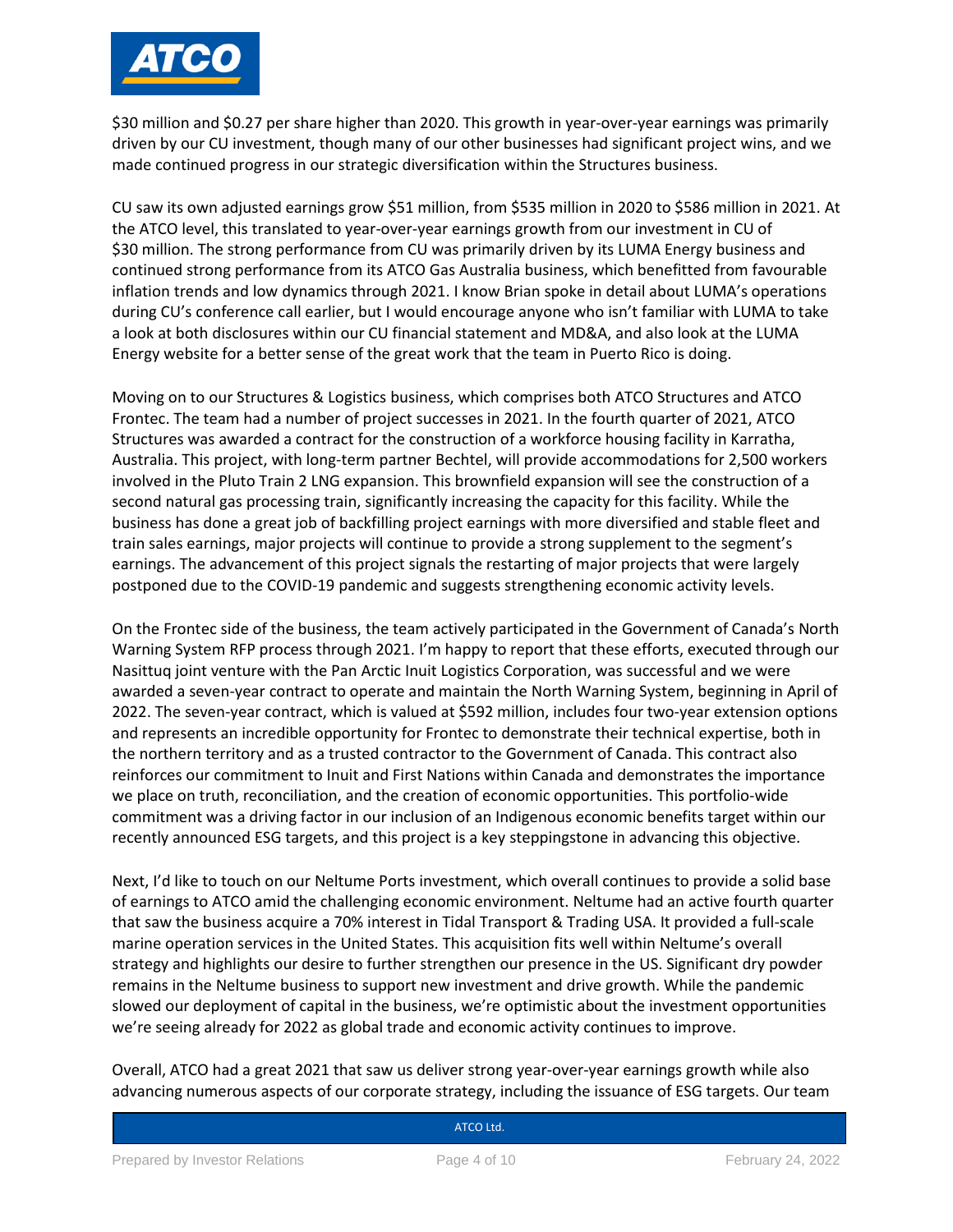$30 million and $0.27 per share higher than 2020. This growth in year-over-year earnings was primarily driven by our CU investment, though many of our other businesses had significant project wins, and we made continued progress in our strategic diversification within the Structures business.

CU saw its own adjusted earnings grow $51 million, from $535 million in 2020 to $586 million in 2021. At the ATCO level, this translated to year-over-year earnings growth from our investment in CU of $30 million. The strong performance from CU was primarily driven by its LUMA Energy business and continued strong performance from its ATCO Gas Australia business, which benefitted from favourable inflation trends and low dynamics through 2021. I know Brian spoke in detail about LUMA's operations during CU's conference call earlier, but I would encourage anyone who isn't familiar with LUMA to take a look at both disclosures within our CU financial statement and MD&A, and also look at the LUMA Energy website for a better sense of the great work that the team in Puerto Rico is doing.

Moving on to our Structures & Logistics business, which comprises both ATCO Structures and ATCO Frontec. The team had a number of project successes in 2021. In the fourth quarter of 2021, ATCO Structures was awarded a contract for the construction of a workforce housing facility in Karratha, Australia. This project, with long-term partner Bechtel, will provide accommodations for 2,500 workers involved in the Pluto Train 2 LNG expansion. This brownfield expansion will see the construction of a second natural gas processing train, significantly increasing the capacity for this facility. While the business has done a great job of backfilling project earnings with more diversified and stable fleet and train sales earnings, major projects will continue to provide a strong supplement to the segment's earnings. The advancement of this project signals the restarting of major projects that were largely postponed due to the COVID-19 pandemic and suggests strengthening economic activity levels.

On the Frontec side of the business, the team actively participated in the Government of Canada's North Warning System RFP process through 2021. I'm happy to report that these efforts, executed through our Nasittuq joint venture with the Pan Arctic Inuit Logistics Corporation, was successful and we were awarded a seven-year contract to operate and maintain the North Warning System, beginning in April of 2022. The seven-year contract, which is valued at $592 million, includes four two-year extension options and represents an incredible opportunity for Frontec to demonstrate their technical expertise, both in the northern territory and as a trusted contractor to the Government of Canada. This contract also reinforces our commitment to Inuit and First Nations within Canada and demonstrates the importance we place on truth, reconciliation, and the creation of economic opportunities. This portfolio-wide commitment was a driving factor in our inclusion of an Indigenous economic benefits target within our recently announced ESG targets, and this project is a key steppingstone in advancing this objective.

Next, I'd like to touch on our Neltume Ports investment, which overall continues to provide a solid base of earnings to ATCO amid the challenging economic environment. Neltume had an active fourth quarter that saw the business acquire a 70% interest in Tidal Transport & Trading USA. It provided a full-scale marine operation services in the United States. This acquisition fits well within Neltume's overall strategy and highlights our desire to further strengthen our presence in the US. Significant dry powder remains in the Neltume business to support new investment and drive growth. While the pandemic slowed our deployment of capital in the business, we're optimistic about the investment opportunities we're seeing already for 2022 as global trade and economic activity continues to improve.

Overall, ATCO had a great 2021 that saw us deliver strong year-over-year earnings growth while also advancing numerous aspects of our corporate strategy, including the issuance of ESG targets. Our team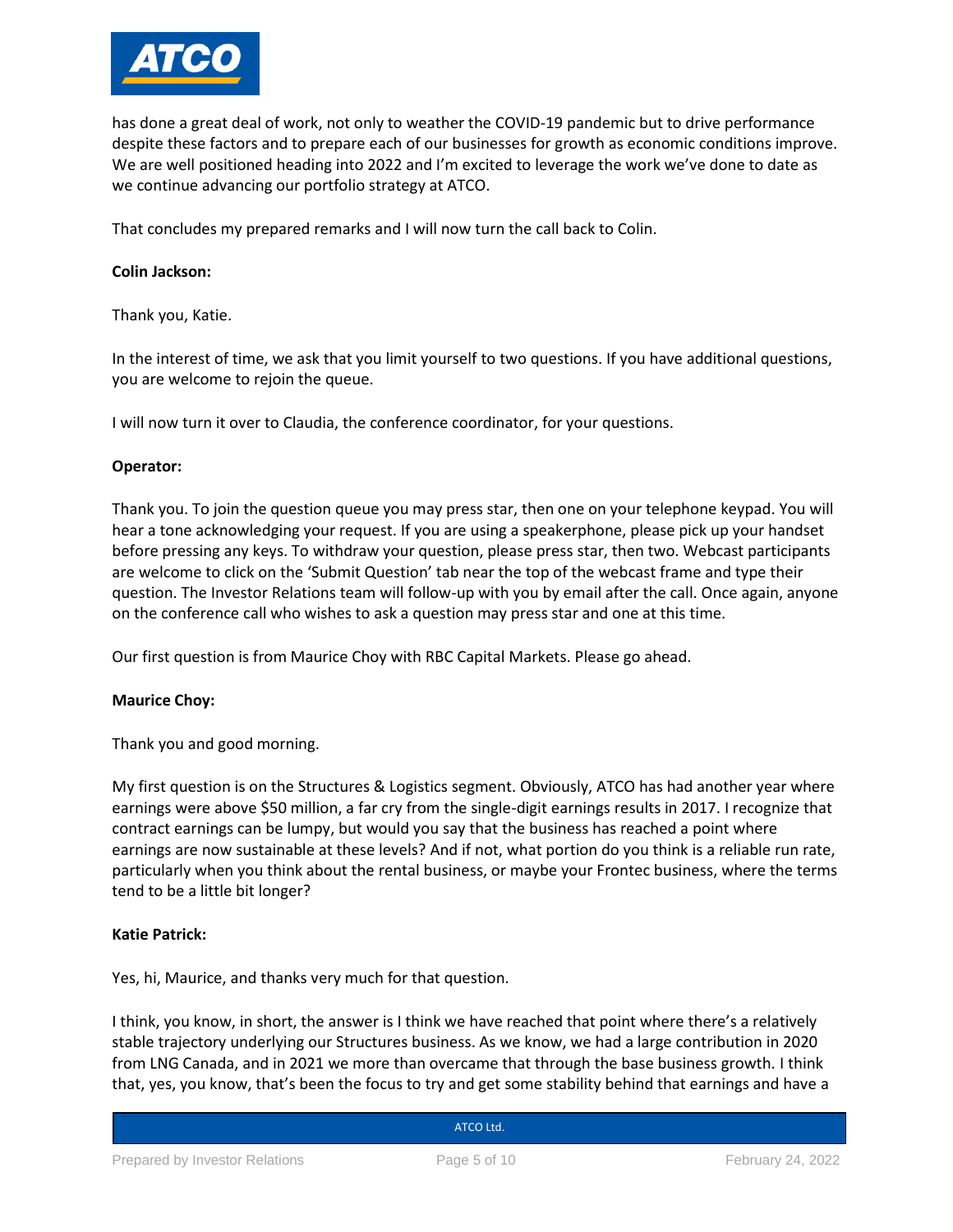has done a great deal of work, not only to weather the COVID-19 pandemic but to drive performance despite these factors and to prepare each of our businesses for growth as economic conditions improve. We are well positioned heading into 2022 and I'm excited to leverage the work we've done to date as we continue advancing our portfolio strategy at ATCO.

That concludes my prepared remarks and I will now turn the call back to Colin.

**Colin Jackson:**

Thank you, Katie.

In the interest of time, we ask that you limit yourself to two questions. If you have additional questions, you are welcome to rejoin the queue.

I will now turn it over to Claudia, the conference coordinator, for your questions.

**Operator:**

Thank you. To join the question queue you may press star, then one on your telephone keypad. You will hear a tone acknowledging your request. If you are using a speakerphone, please pick up your handset before pressing any keys. To withdraw your question, please press star, then two. Webcast participants are welcome to click on the 'Submit Question' tab near the top of the webcast frame and type their question. The Investor Relations team will follow-up with you by email after the call. Once again, anyone on the conference call who wishes to ask a question may press star and one at this time.

Our first question is from Maurice Choy with RBC Capital Markets. Please go ahead.

**Maurice Choy:**

Thank you and good morning.

My first question is on the Structures & Logistics segment. Obviously, ATCO has had another year where earnings were above $50 million, a far cry from the single-digit earnings results in 2017. I recognize that contract earnings can be lumpy, but would you say that the business has reached a point where earnings are now sustainable at these levels? And if not, what portion do you think is a reliable run rate, particularly when you think about the rental business, or maybe your Frontec business, where the terms tend to be a little bit longer?

**Katie Patrick:**

Yes, hi, Maurice, and thanks very much for that question.

I think, you know, in short, the answer is I think we have reached that point where there's a relatively stable trajectory underlying our Structures business. As we know, we had a large contribution in 2020 from LNG Canada, and in 2021 we more than overcame that through the base business growth. I think that, yes, you know, that's been the focus to try and get some stability behind that earnings and have a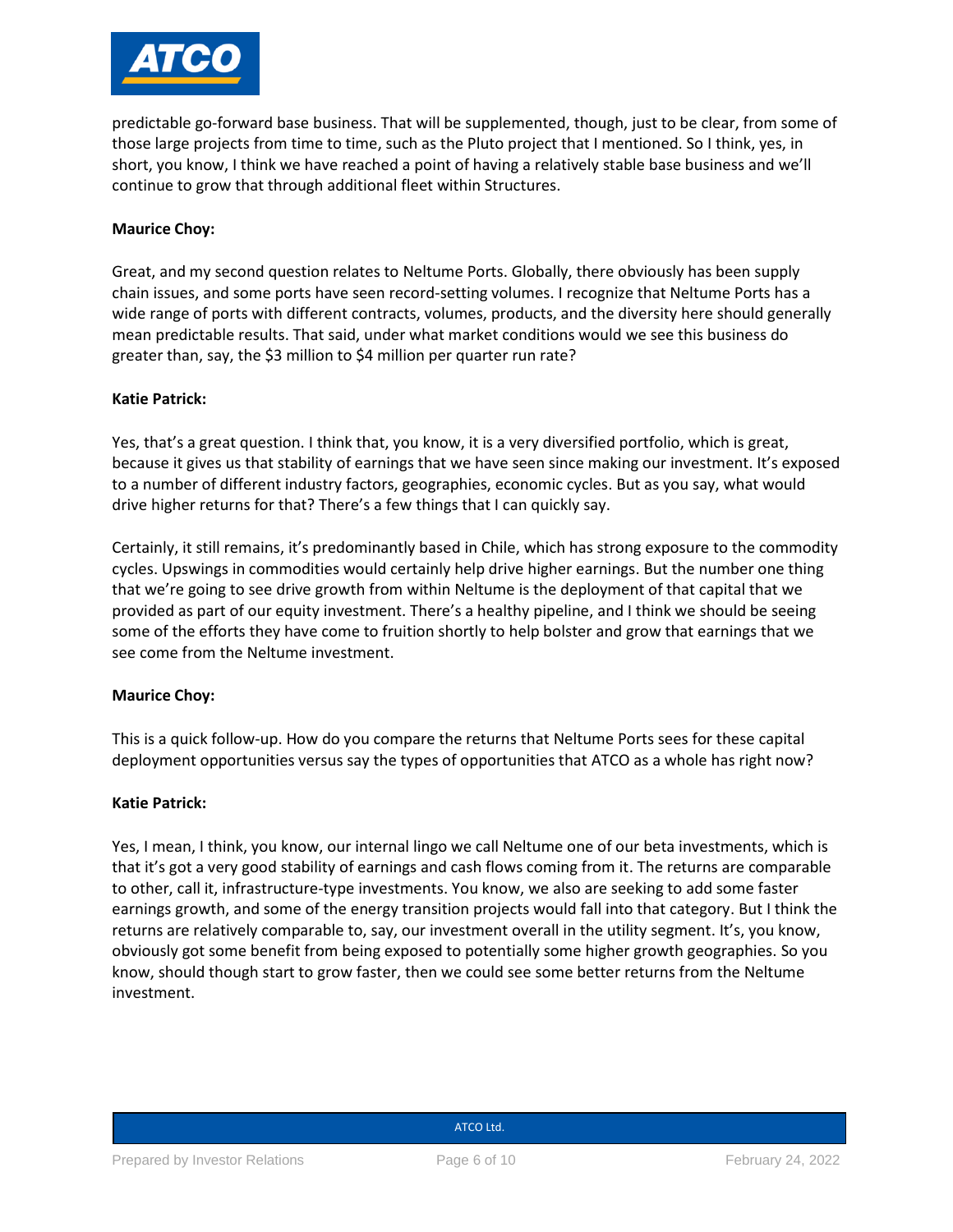predictable go-forward base business. That will be supplemented, though, just to be clear, from some of those large projects from time to time, such as the Pluto project that I mentioned. So I think, yes, in short, you know, I think we have reached a point of having a relatively stable base business and we'll continue to grow that through additional fleet within Structures.

**Maurice Choy:**

Great, and my second question relates to Neltume Ports. Globally, there obviously has been supply chain issues, and some ports have seen record-setting volumes. I recognize that Neltume Ports has a wide range of ports with different contracts, volumes, products, and the diversity here should generally mean predictable results. That said, under what market conditions would we see this business do greater than, say, the $3 million to $4 million per quarter run rate?

**Katie Patrick:**

Yes, that's a great question. I think that, you know, it is a very diversified portfolio, which is great, because it gives us that stability of earnings that we have seen since making our investment. It's exposed to a number of different industry factors, geographies, economic cycles. But as you say, what would drive higher returns for that? There's a few things that I can quickly say.

Certainly, it still remains, it's predominantly based in Chile, which has strong exposure to the commodity cycles. Upswings in commodities would certainly help drive higher earnings. But the number one thing that we're going to see drive growth from within Neltume is the deployment of that capital that we provided as part of our equity investment. There's a healthy pipeline, and I think we should be seeing some of the efforts they have come to fruition shortly to help bolster and grow that earnings that we see come from the Neltume investment.

**Maurice Choy:**

This is a quick follow-up. How do you compare the returns that Neltume Ports sees for these capital deployment opportunities versus say the types of opportunities that ATCO as a whole has right now?

**Katie Patrick:**

Yes, I mean, I think, you know, our internal lingo we call Neltume one of our beta investments, which is that it's got a very good stability of earnings and cash flows coming from it. The returns are comparable to other, call it, infrastructure-type investments. You know, we also are seeking to add some faster earnings growth, and some of the energy transition projects would fall into that category. But I think the returns are relatively comparable to, say, our investment overall in the utility segment. It's, you know, obviously got some benefit from being exposed to potentially some higher growth geographies. So you know, should though start to grow faster, then we could see some better returns from the Neltume investment.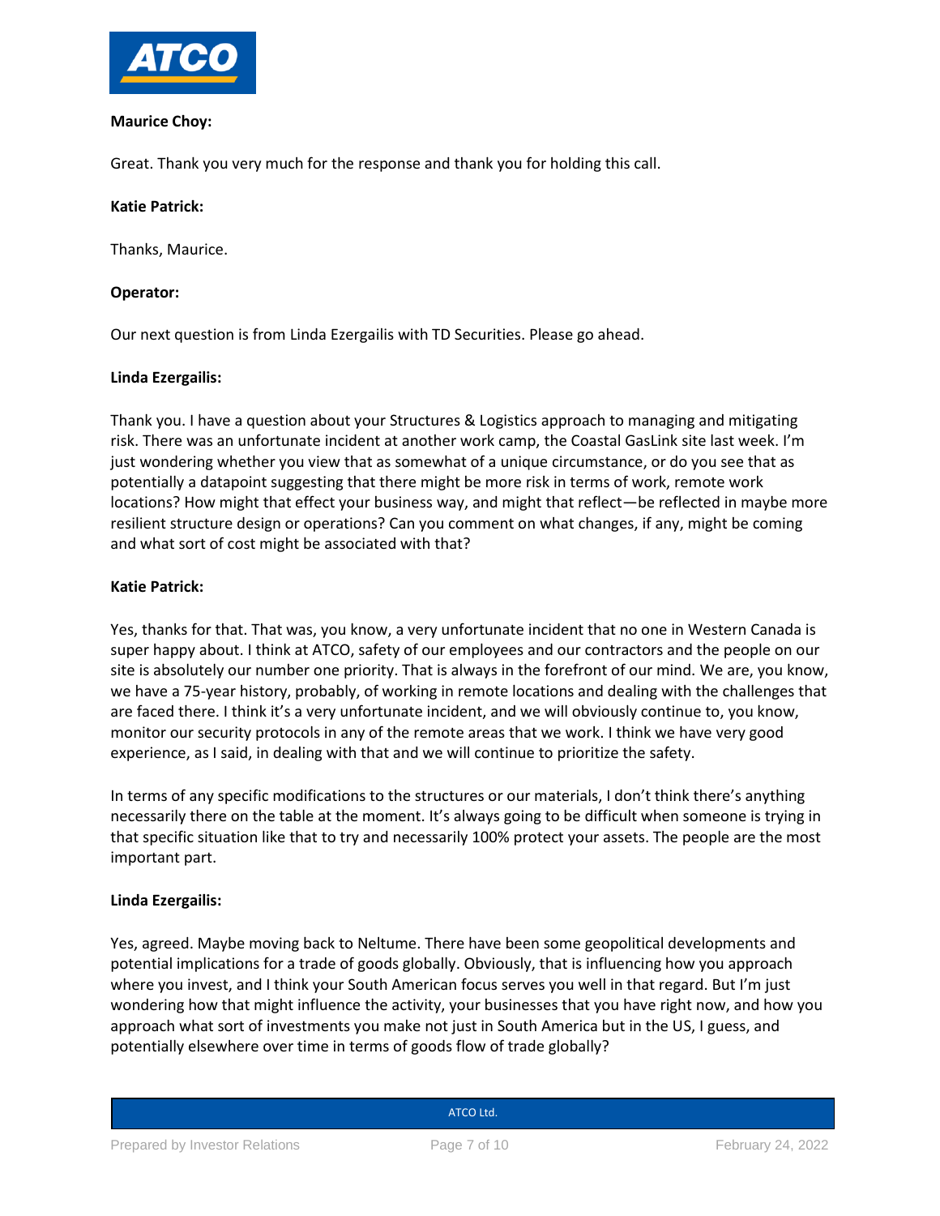**Maurice Choy:**

Great. Thank you very much for the response and thank you for holding this call.

**Katie Patrick:**

Thanks, Maurice.

**Operator:**

Our next question is from Linda Ezergailis with TD Securities. Please go ahead.

**Linda Ezergailis:**

Thank you. I have a question about your Structures & Logistics approach to managing and mitigating risk. There was an unfortunate incident at another work camp, the Coastal GasLink site last week. I'm just wondering whether you view that as somewhat of a unique circumstance, or do you see that as potentially a datapoint suggesting that there might be more risk in terms of work, remote work locations? How might that effect your business way, and might that reflect—be reflected in maybe more resilient structure design or operations? Can you comment on what changes, if any, might be coming and what sort of cost might be associated with that?

**Katie Patrick:**

Yes, thanks for that. That was, you know, a very unfortunate incident that no one in Western Canada is super happy about. I think at ATCO, safety of our employees and our contractors and the people on our site is absolutely our number one priority. That is always in the forefront of our mind. We are, you know, we have a 75-year history, probably, of working in remote locations and dealing with the challenges that are faced there. I think it's a very unfortunate incident, and we will obviously continue to, you know, monitor our security protocols in any of the remote areas that we work. I think we have very good experience, as I said, in dealing with that and we will continue to prioritize the safety.

In terms of any specific modifications to the structures or our materials, I don't think there's anything necessarily there on the table at the moment. It's always going to be difficult when someone is trying in that specific situation like that to try and necessarily 100% protect your assets. The people are the most important part.

**Linda Ezergailis:**

Yes, agreed. Maybe moving back to Neltume. There have been some geopolitical developments and potential implications for a trade of goods globally. Obviously, that is influencing how you approach where you invest, and I think your South American focus serves you well in that regard. But I'm just wondering how that might influence the activity, your businesses that you have right now, and how you approach what sort of investments you make not just in South America but in the US, I guess, and potentially elsewhere over time in terms of goods flow of trade globally?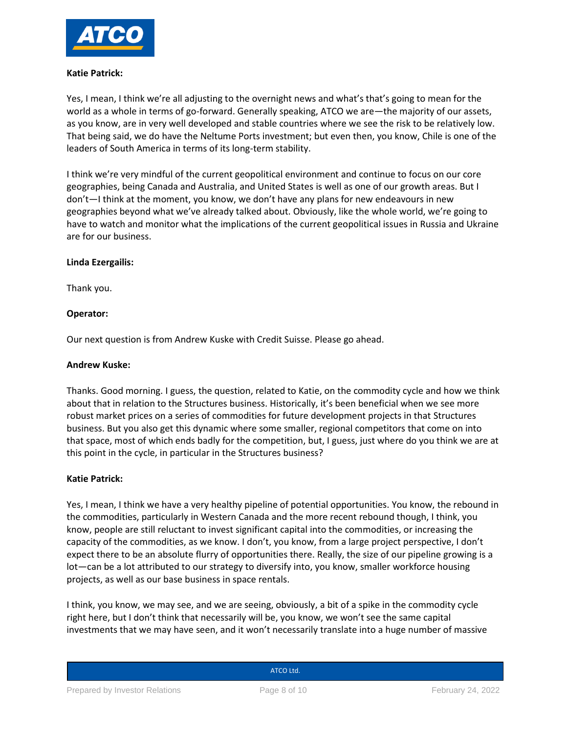**Katie Patrick:**

Yes, I mean, I think we're all adjusting to the overnight news and what's that's going to mean for the world as a whole in terms of go-forward. Generally speaking, ATCO we are—the majority of our assets, as you know, are in very well developed and stable countries where we see the risk to be relatively low. That being said, we do have the Neltume Ports investment; but even then, you know, Chile is one of the leaders of South America in terms of its long-term stability.

I think we're very mindful of the current geopolitical environment and continue to focus on our core geographies, being Canada and Australia, and United States is well as one of our growth areas. But I don't—I think at the moment, you know, we don't have any plans for new endeavours in new geographies beyond what we've already talked about. Obviously, like the whole world, we're going to have to watch and monitor what the implications of the current geopolitical issues in Russia and Ukraine are for our business.

**Linda Ezergailis:**

Thank you.

**Operator:**

Our next question is from Andrew Kuske with Credit Suisse. Please go ahead.

**Andrew Kuske:**

Thanks. Good morning. I guess, the question, related to Katie, on the commodity cycle and how we think about that in relation to the Structures business. Historically, it's been beneficial when we see more robust market prices on a series of commodities for future development projects in that Structures business. But you also get this dynamic where some smaller, regional competitors that come on into that space, most of which ends badly for the competition, but, I guess, just where do you think we are at this point in the cycle, in particular in the Structures business?

**Katie Patrick:**

Yes, I mean, I think we have a very healthy pipeline of potential opportunities. You know, the rebound in the commodities, particularly in Western Canada and the more recent rebound though, I think, you know, people are still reluctant to invest significant capital into the commodities, or increasing the capacity of the commodities, as we know. I don't, you know, from a large project perspective, I don't expect there to be an absolute flurry of opportunities there. Really, the size of our pipeline growing is a lot—can be a lot attributed to our strategy to diversify into, you know, smaller workforce housing projects, as well as our base business in space rentals.

I think, you know, we may see, and we are seeing, obviously, a bit of a spike in the commodity cycle right here, but I don't think that necessarily will be, you know, we won't see the same capital investments that we may have seen, and it won't necessarily translate into a huge number of massive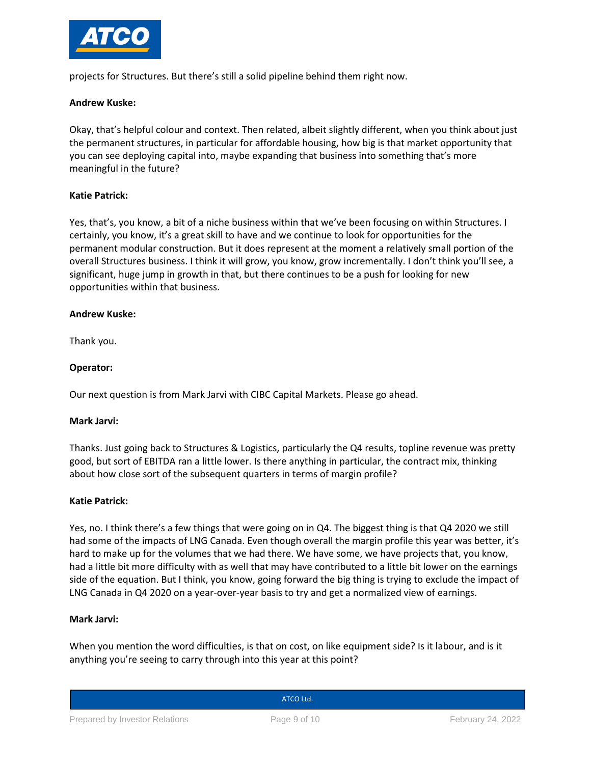projects for Structures. But there's still a solid pipeline behind them right now.

**Andrew Kuske:**

Okay, that's helpful colour and context. Then related, albeit slightly different, when you think about just the permanent structures, in particular for affordable housing, how big is that market opportunity that you can see deploying capital into, maybe expanding that business into something that's more meaningful in the future?

**Katie Patrick:**

Yes, that's, you know, a bit of a niche business within that we've been focusing on within Structures. I certainly, you know, it's a great skill to have and we continue to look for opportunities for the permanent modular construction. But it does represent at the moment a relatively small portion of the overall Structures business. I think it will grow, you know, grow incrementally. I don't think you'll see, a significant, huge jump in growth in that, but there continues to be a push for looking for new opportunities within that business.

**Andrew Kuske:**

Thank you.

**Operator:**

Our next question is from Mark Jarvi with CIBC Capital Markets. Please go ahead.

**Mark Jarvi:**

Thanks. Just going back to Structures & Logistics, particularly the Q4 results, topline revenue was pretty good, but sort of EBITDA ran a little lower. Is there anything in particular, the contract mix, thinking about how close sort of the subsequent quarters in terms of margin profile?

**Katie Patrick:**

Yes, no. I think there's a few things that were going on in Q4. The biggest thing is that Q4 2020 we still had some of the impacts of LNG Canada. Even though overall the margin profile this year was better, it's hard to make up for the volumes that we had there. We have some, we have projects that, you know, had a little bit more difficulty with as well that may have contributed to a little bit lower on the earnings side of the equation. But I think, you know, going forward the big thing is trying to exclude the impact of LNG Canada in Q4 2020 on a year-over-year basis to try and get a normalized view of earnings.

**Mark Jarvi:**

When you mention the word difficulties, is that on cost, on like equipment side? Is it labour, and is it anything you're seeing to carry through into this year at this point?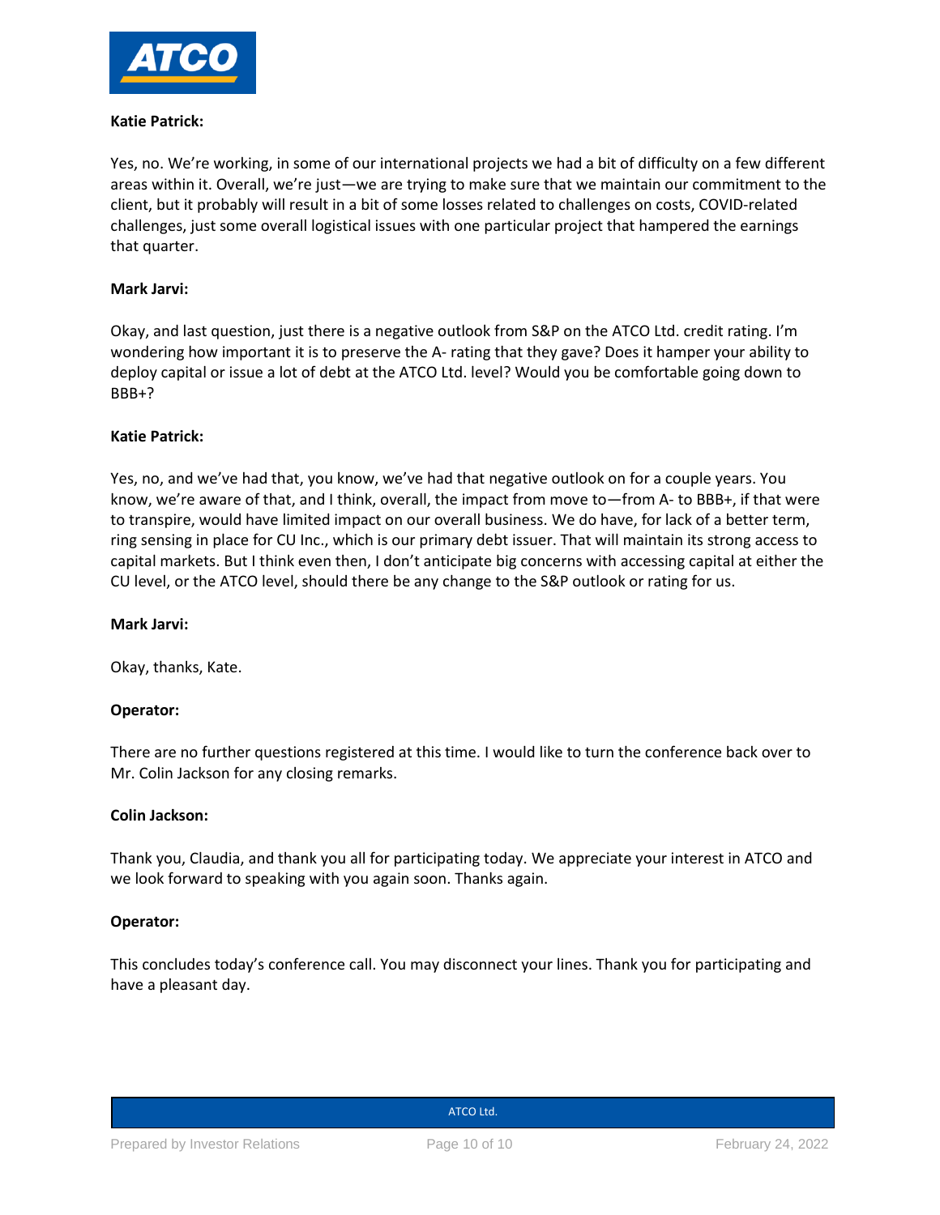**Katie Patrick:**

Yes, no. We're working, in some of our international projects we had a bit of difficulty on a few different areas within it. Overall, we're just—we are trying to make sure that we maintain our commitment to the client, but it probably will result in a bit of some losses related to challenges on costs, COVID-related challenges, just some overall logistical issues with one particular project that hampered the earnings that quarter.

**Mark Jarvi:**

Okay, and last question, just there is a negative outlook from S&P on the ATCO Ltd. credit rating. I'm wondering how important it is to preserve the A- rating that they gave? Does it hamper your ability to deploy capital or issue a lot of debt at the ATCO Ltd. level? Would you be comfortable going down to BBB+?

**Katie Patrick:**

Yes, no, and we've had that, you know, we've had that negative outlook on for a couple years. You know, we're aware of that, and I think, overall, the impact from move to—from A- to BBB+, if that were to transpire, would have limited impact on our overall business. We do have, for lack of a better term, ring sensing in place for CU Inc., which is our primary debt issuer. That will maintain its strong access to capital markets. But I think even then, I don't anticipate big concerns with accessing capital at either the CU level, or the ATCO level, should there be any change to the S&P outlook or rating for us.

**Mark Jarvi:**

Okay, thanks, Kate.

**Operator:**

There are no further questions registered at this time. I would like to turn the conference back over to Mr. Colin Jackson for any closing remarks.

**Colin Jackson:**

Thank you, Claudia, and thank you all for participating today. We appreciate your interest in ATCO and we look forward to speaking with you again soon. Thanks again.

**Operator:**

This concludes today's conference call. You may disconnect your lines. Thank you for participating and have a pleasant day.